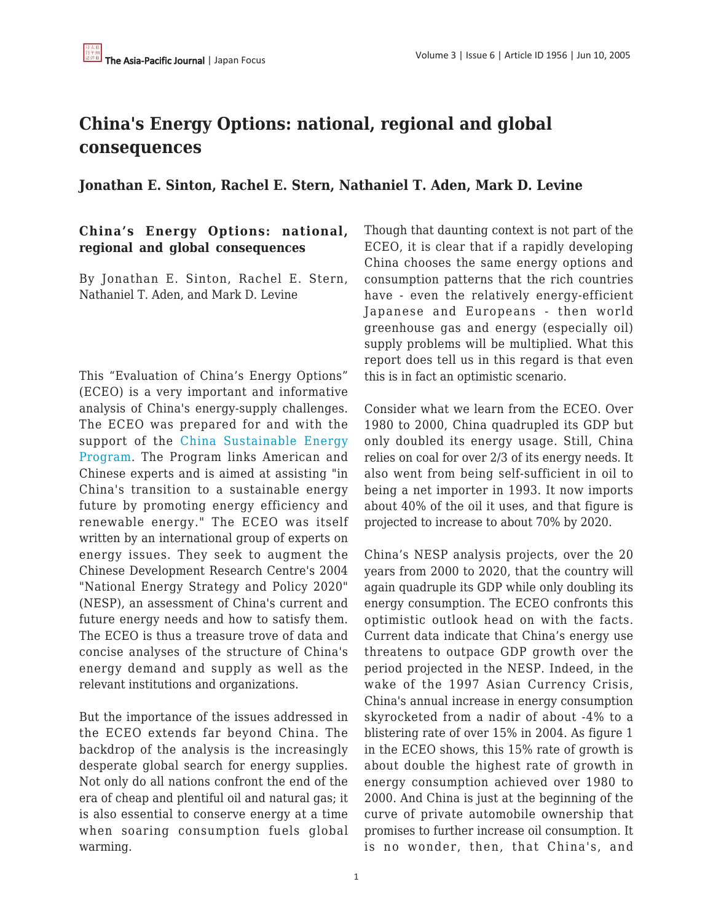# China's Energy Options: national, regional and global consequences

## Jonathan E. Sinton, Rachel E. Stern, Nathaniel T. Aden, Mark D. Levine

### China's Energy Options: national, regional and global consequences

By Jonathan E. Sinton, Rachel E. Stern, Nathaniel T. Aden, and Mark D. Levine

This "Evaluation of China's Energy Options" (ECEO) is a very important and informative analysis of China's energy-supply challenges. The ECEO was prepared for and with the support of the China Sustainable Energy Program. The Program links American and Chinese experts and is aimed at assisting "in China's transition to a sustainable energy future by promoting energy efficiency and renewable energy." The ECEO was itself written by an international group of experts on energy issues. They seek to augment the Chinese Development Research Centre's 2004 "National Energy Strategy and Policy 2020" (NESP), an assessment of China's current and future energy needs and how to satisfy them. The ECEO is thus a treasure trove of data and concise analyses of the structure of China's energy demand and supply as well as the relevant institutions and organizations.

But the importance of the issues addressed in the ECEO extends far beyond China. The backdrop of the analysis is the increasingly desperate global search for energy supplies. Not only do all nations confront the end of the era of cheap and plentiful oil and natural gas; it is also essential to conserve energy at a time when soaring consumption fuels global warming.

Though that daunting context is not part of the ECEO, it is clear that if a rapidly developing China chooses the same energy options and consumption patterns that the rich countries have - even the relatively energy-efficient Japanese and Europeans - then world greenhouse gas and energy (especially oil) supply problems will be multiplied. What this report does tell us in this regard is that even this is in fact an optimistic scenario.

Consider what we learn from the ECEO. Over 1980 to 2000, China quadrupled its GDP but only doubled its energy usage. Still, China relies on coal for over 2/3 of its energy needs. It also went from being self-sufficient in oil to being a net importer in 1993. It now imports about 40% of the oil it uses, and that figure is projected to increase to about 70% by 2020.

China's NESP analysis projects, over the 20 years from 2000 to 2020, that the country will again quadruple its GDP while only doubling its energy consumption. The ECEO confronts this optimistic outlook head on with the facts. Current data indicate that China's energy use threatens to outpace GDP growth over the period projected in the NESP. Indeed, in the wake of the 1997 Asian Currency Crisis, China's annual increase in energy consumption skyrocketed from a nadir of about -4% to a blistering rate of over 15% in 2004. As figure 1 in the ECEO shows, this 15% rate of growth is about double the highest rate of growth in energy consumption achieved over 1980 to 2000. And China is just at the beginning of the curve of private automobile ownership that promises to further increase oil consumption. It is no wonder, then, that China's, and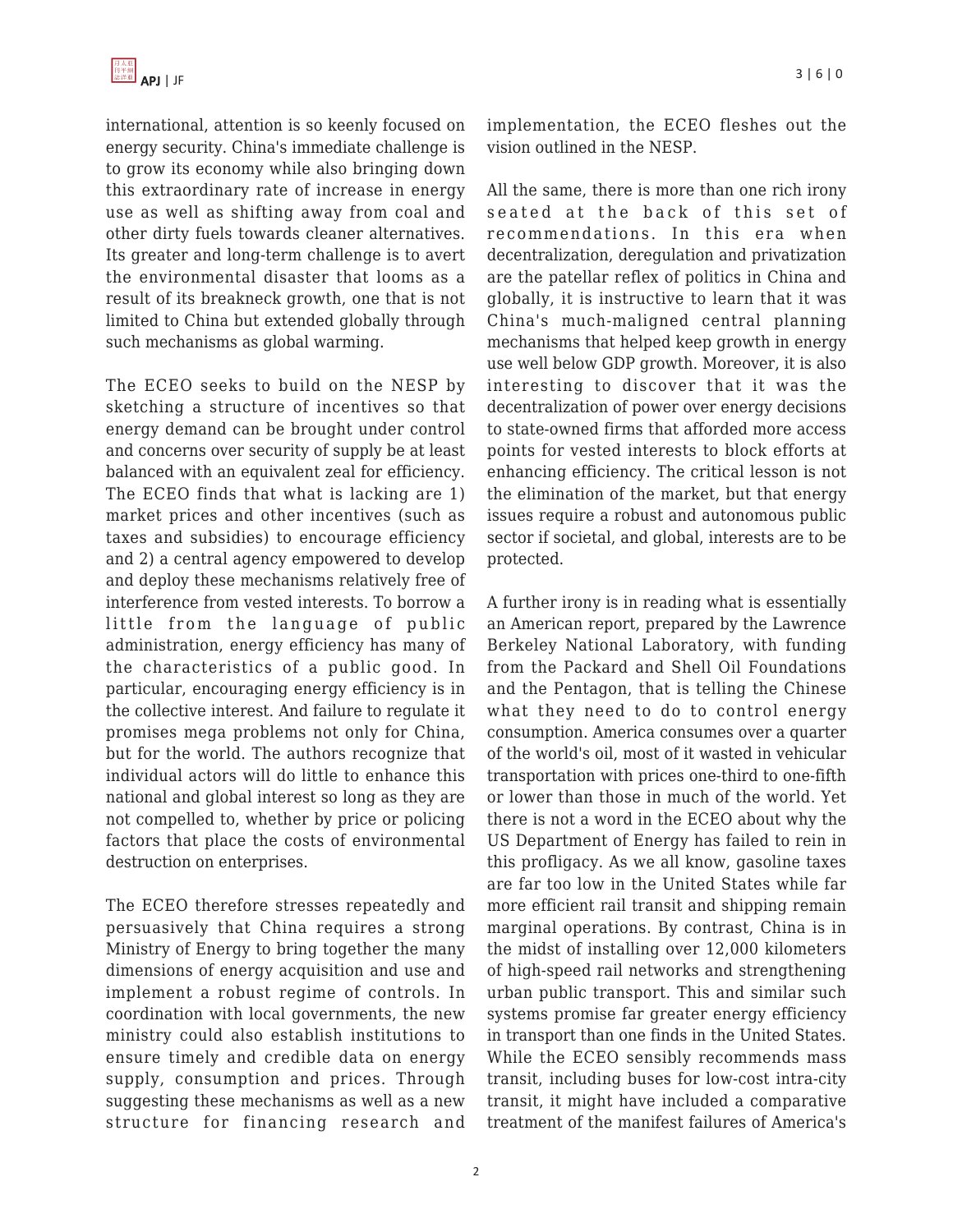international, attention is so keenly focused on energy security. China's immediate challenge is to grow its economy while also bringing down this extraordinary rate of increase in energy use as well as shifting away from coal and other dirty fuels towards cleaner alternatives. Its greater and long-term challenge is to avert the environmental disaster that looms as a result of its breakneck growth, one that is not limited to China but extended globally through such mechanisms as global warming.

The ECEO seeks to build on the NESP by sketching a structure of incentives so that energy demand can be brought under control and concerns over security of supply be at least balanced with an equivalent zeal for efficiency. The ECEO finds that what is lacking are 1) market prices and other incentives (such as taxes and subsidies) to encourage efficiency and 2) a central agency empowered to develop and deploy these mechanisms relatively free of interference from vested interests. To borrow a little from the language of public administration, energy efficiency has many of the characteristics of a public good. In particular, encouraging energy efficiency is in the collective interest. And failure to regulate it promises mega problems not only for China, but for the world. The authors recognize that individual actors will do little to enhance this national and global interest so long as they are not compelled to, whether by price or policing factors that place the costs of environmental destruction on enterprises.

The ECEO therefore stresses repeatedly and persuasively that China requires a strong Ministry of Energy to bring together the many dimensions of energy acquisition and use and implement a robust regime of controls. In coordination with local governments, the new ministry could also establish institutions to ensure timely and credible data on energy supply, consumption and prices. Through suggesting these mechanisms as well as a new structure for financing research and implementation, the ECEO fleshes out the vision outlined in the NESP.

All the same, there is more than one rich irony seated at the back of this set of recommendations. In this era when decentralization, deregulation and privatization are the patellar reflex of politics in China and globally, it is instructive to learn that it was China's much-maligned central planning mechanisms that helped keep growth in energy use well below GDP growth. Moreover, it is also interesting to discover that it was the decentralization of power over energy decisions to state-owned firms that afforded more access points for vested interests to block efforts at enhancing efficiency. The critical lesson is not the elimination of the market, but that energy issues require a robust and autonomous public sector if societal, and global, interests are to be protected.

A further irony is in reading what is essentially an American report, prepared by the Lawrence Berkeley National Laboratory, with funding from the Packard and Shell Oil Foundations and the Pentagon, that is telling the Chinese what they need to do to control energy consumption. America consumes over a quarter of the world's oil, most of it wasted in vehicular transportation with prices one-third to one-fifth or lower than those in much of the world. Yet there is not a word in the ECEO about why the US Department of Energy has failed to rein in this profligacy. As we all know, gasoline taxes are far too low in the United States while far more efficient rail transit and shipping remain marginal operations. By contrast, China is in the midst of installing over 12,000 kilometers of high-speed rail networks and strengthening urban public transport. This and similar such systems promise far greater energy efficiency in transport than one finds in the United States. While the ECEO sensibly recommends mass transit, including buses for low-cost intra-city transit, it might have included a comparative treatment of the manifest failures of America's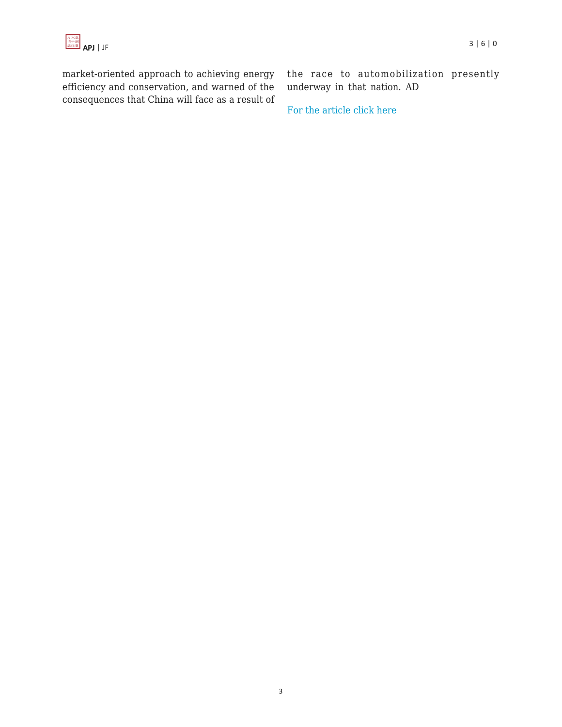market-oriented approach to achieving energy efficiency and conservation, and warned of the consequences that China will face as a result of the race to automobilization presently underway in that nation. AD

For the article click here